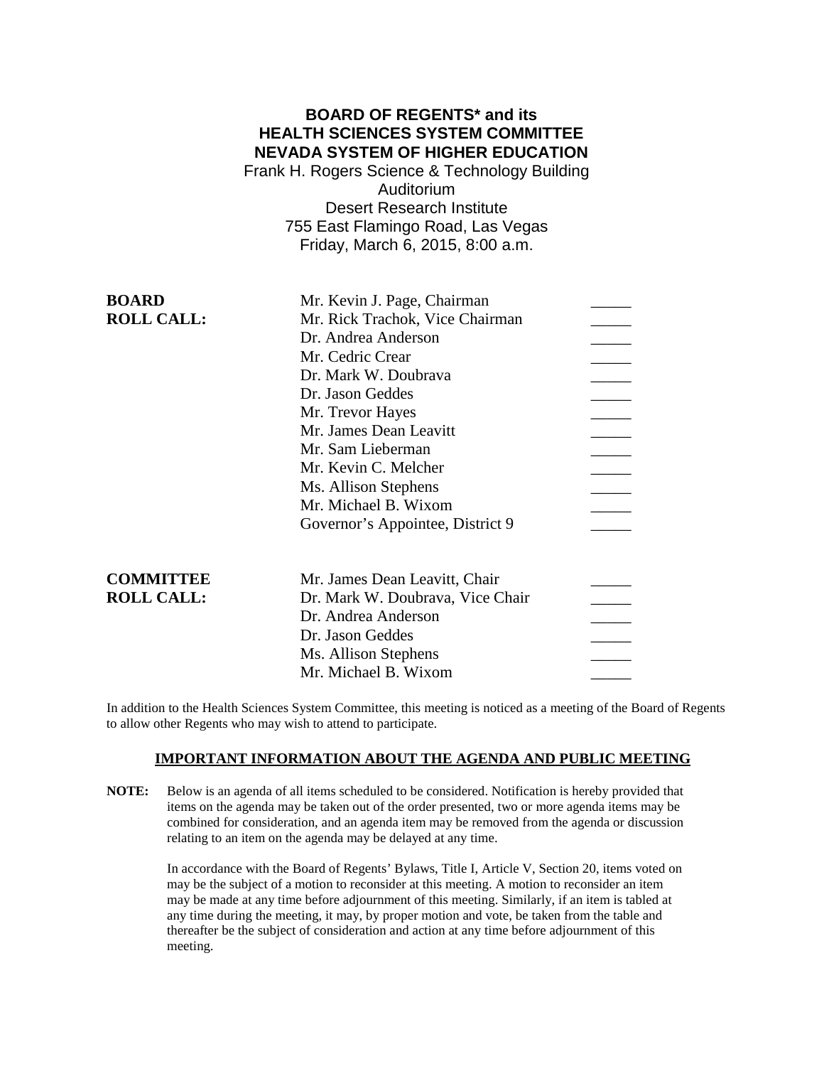**BOARD OF REGENTS* and its**
**HEALTH SCIENCES SYSTEM COMMITTEE**
**NEVADA SYSTEM OF HIGHER EDUCATION**

Frank H. Rogers Science & Technology Building
Auditorium
Desert Research Institute
755 East Flamingo Road, Las Vegas
Friday, March 6, 2015, 8:00 a.m.

| **BOARD ROLL CALL:** | | |
|---|---|---|
| | Mr. Kevin J. Page, Chairman | _____ |
| | Mr. Rick Trachok, Vice Chairman | _____ |
| | Dr. Andrea Anderson | _____ |
| | Mr. Cedric Crear | _____ |
| | Dr. Mark W. Doubrava | _____ |
| | Dr. Jason Geddes | _____ |
| | Mr. Trevor Hayes | _____ |
| | Mr. James Dean Leavitt | _____ |
| | Mr. Sam Lieberman | _____ |
| | Mr. Kevin C. Melcher | _____ |
| | Ms. Allison Stephens | _____ |
| | Mr. Michael B. Wixom | _____ |
| | Governor's Appointee, District 9 | _____ |

| **COMMITTEE ROLL CALL:** | | |
|---|---|---|
| | Mr. James Dean Leavitt, Chair | _____ |
| | Dr. Mark W. Doubrava, Vice Chair | _____ |
| | Dr. Andrea Anderson | _____ |
| | Dr. Jason Geddes | _____ |
| | Ms. Allison Stephens | _____ |
| | Mr. Michael B. Wixom | _____ |

In addition to the Health Sciences System Committee, this meeting is noticed as a meeting of the Board of Regents to allow other Regents who may wish to attend to participate.

## IMPORTANT INFORMATION ABOUT THE AGENDA AND PUBLIC MEETING

**NOTE:** Below is an agenda of all items scheduled to be considered. Notification is hereby provided that items on the agenda may be taken out of the order presented, two or more agenda items may be combined for consideration, and an agenda item may be removed from the agenda or discussion relating to an item on the agenda may be delayed at any time.

In accordance with the Board of Regents' Bylaws, Title I, Article V, Section 20, items voted on may be the subject of a motion to reconsider at this meeting. A motion to reconsider an item may be made at any time before adjournment of this meeting. Similarly, if an item is tabled at any time during the meeting, it may, by proper motion and vote, be taken from the table and thereafter be the subject of consideration and action at any time before adjournment of this meeting.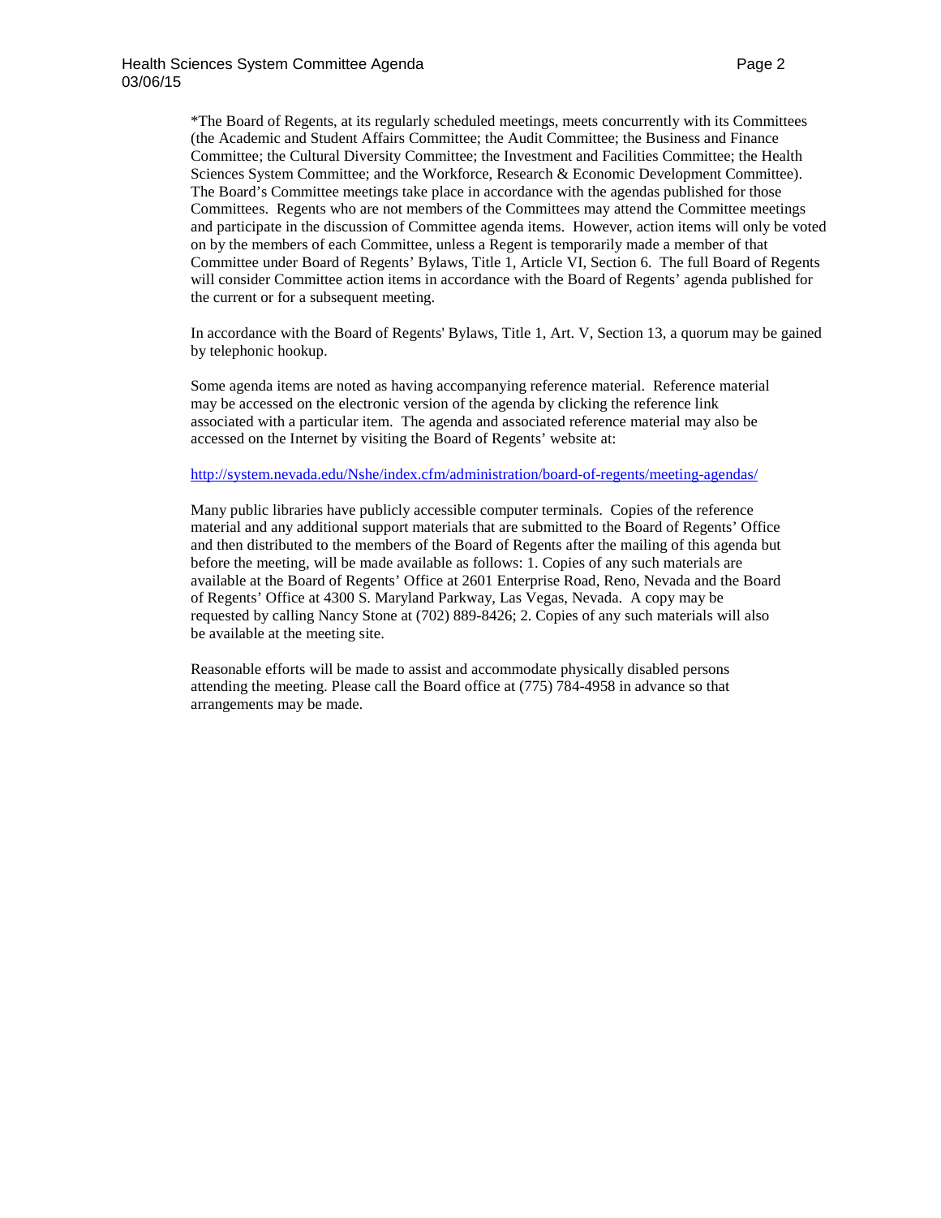*The Board of Regents, at its regularly scheduled meetings, meets concurrently with its Committees (the Academic and Student Affairs Committee; the Audit Committee; the Business and Finance Committee; the Cultural Diversity Committee; the Investment and Facilities Committee; the Health Sciences System Committee; and the Workforce, Research & Economic Development Committee). The Board's Committee meetings take place in accordance with the agendas published for those Committees. Regents who are not members of the Committees may attend the Committee meetings and participate in the discussion of Committee agenda items. However, action items will only be voted on by the members of each Committee, unless a Regent is temporarily made a member of that Committee under Board of Regents' Bylaws, Title 1, Article VI, Section 6. The full Board of Regents will consider Committee action items in accordance with the Board of Regents' agenda published for the current or for a subsequent meeting.

In accordance with the Board of Regents' Bylaws, Title 1, Art. V, Section 13, a quorum may be gained by telephonic hookup.

Some agenda items are noted as having accompanying reference material. Reference material may be accessed on the electronic version of the agenda by clicking the reference link associated with a particular item. The agenda and associated reference material may also be accessed on the Internet by visiting the Board of Regents' website at:

http://system.nevada.edu/Nshe/index.cfm/administration/board-of-regents/meeting-agendas/

Many public libraries have publicly accessible computer terminals. Copies of the reference material and any additional support materials that are submitted to the Board of Regents' Office and then distributed to the members of the Board of Regents after the mailing of this agenda but before the meeting, will be made available as follows: 1. Copies of any such materials are available at the Board of Regents' Office at 2601 Enterprise Road, Reno, Nevada and the Board of Regents' Office at 4300 S. Maryland Parkway, Las Vegas, Nevada. A copy may be requested by calling Nancy Stone at (702) 889-8426; 2. Copies of any such materials will also be available at the meeting site.

Reasonable efforts will be made to assist and accommodate physically disabled persons attending the meeting. Please call the Board office at (775) 784-4958 in advance so that arrangements may be made.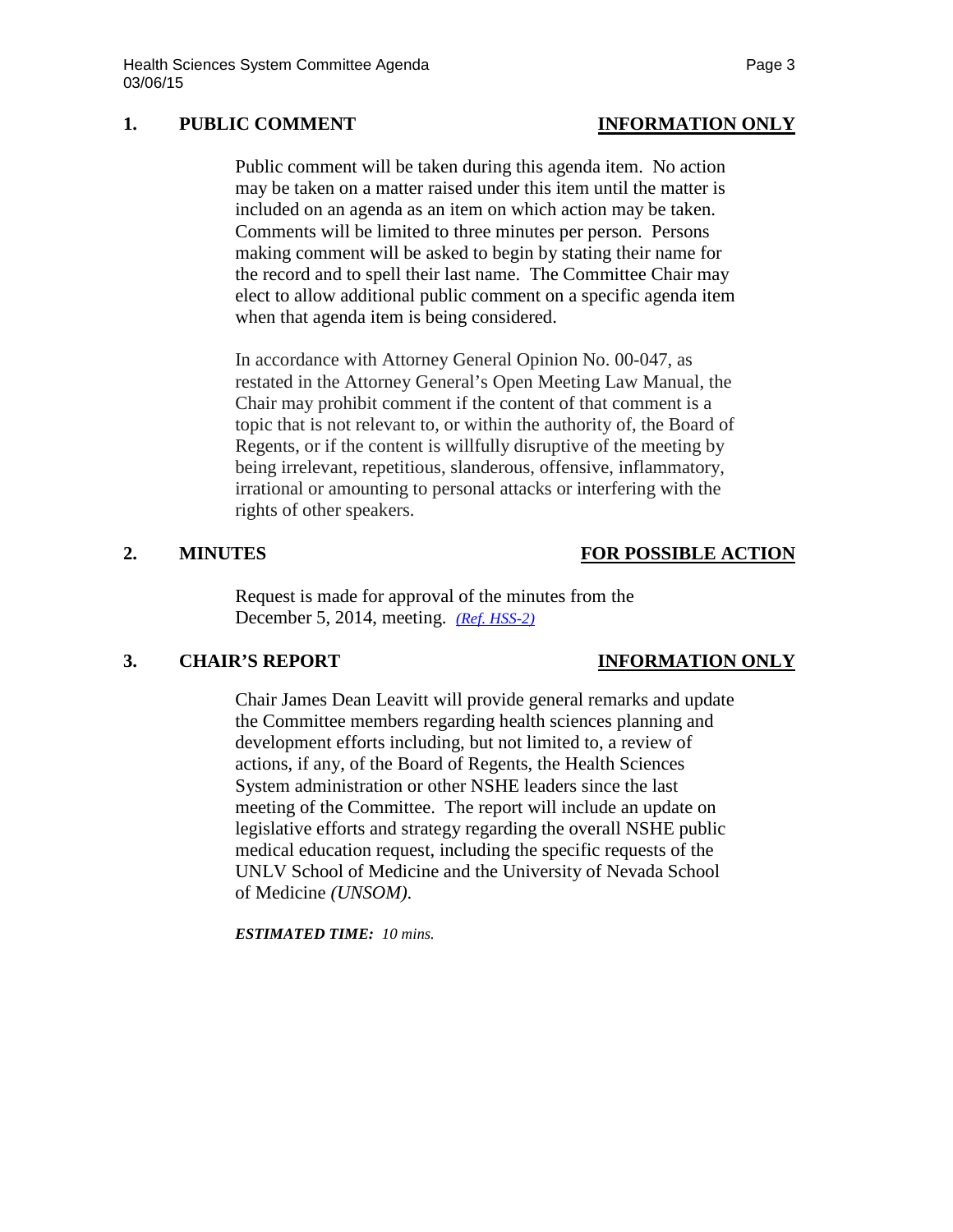## 1. PUBLIC COMMENT — INFORMATION ONLY

Public comment will be taken during this agenda item. No action may be taken on a matter raised under this item until the matter is included on an agenda as an item on which action may be taken. Comments will be limited to three minutes per person. Persons making comment will be asked to begin by stating their name for the record and to spell their last name. The Committee Chair may elect to allow additional public comment on a specific agenda item when that agenda item is being considered.

In accordance with Attorney General Opinion No. 00-047, as restated in the Attorney General's Open Meeting Law Manual, the Chair may prohibit comment if the content of that comment is a topic that is not relevant to, or within the authority of, the Board of Regents, or if the content is willfully disruptive of the meeting by being irrelevant, repetitious, slanderous, offensive, inflammatory, irrational or amounting to personal attacks or interfering with the rights of other speakers.

## 2. MINUTES — FOR POSSIBLE ACTION

Request is made for approval of the minutes from the December 5, 2014, meeting. *(Ref. HSS-2)*

## 3. CHAIR'S REPORT — INFORMATION ONLY

Chair James Dean Leavitt will provide general remarks and update the Committee members regarding health sciences planning and development efforts including, but not limited to, a review of actions, if any, of the Board of Regents, the Health Sciences System administration or other NSHE leaders since the last meeting of the Committee. The report will include an update on legislative efforts and strategy regarding the overall NSHE public medical education request, including the specific requests of the UNLV School of Medicine and the University of Nevada School of Medicine *(UNSOM)*.

***ESTIMATED TIME:*** *10 mins.*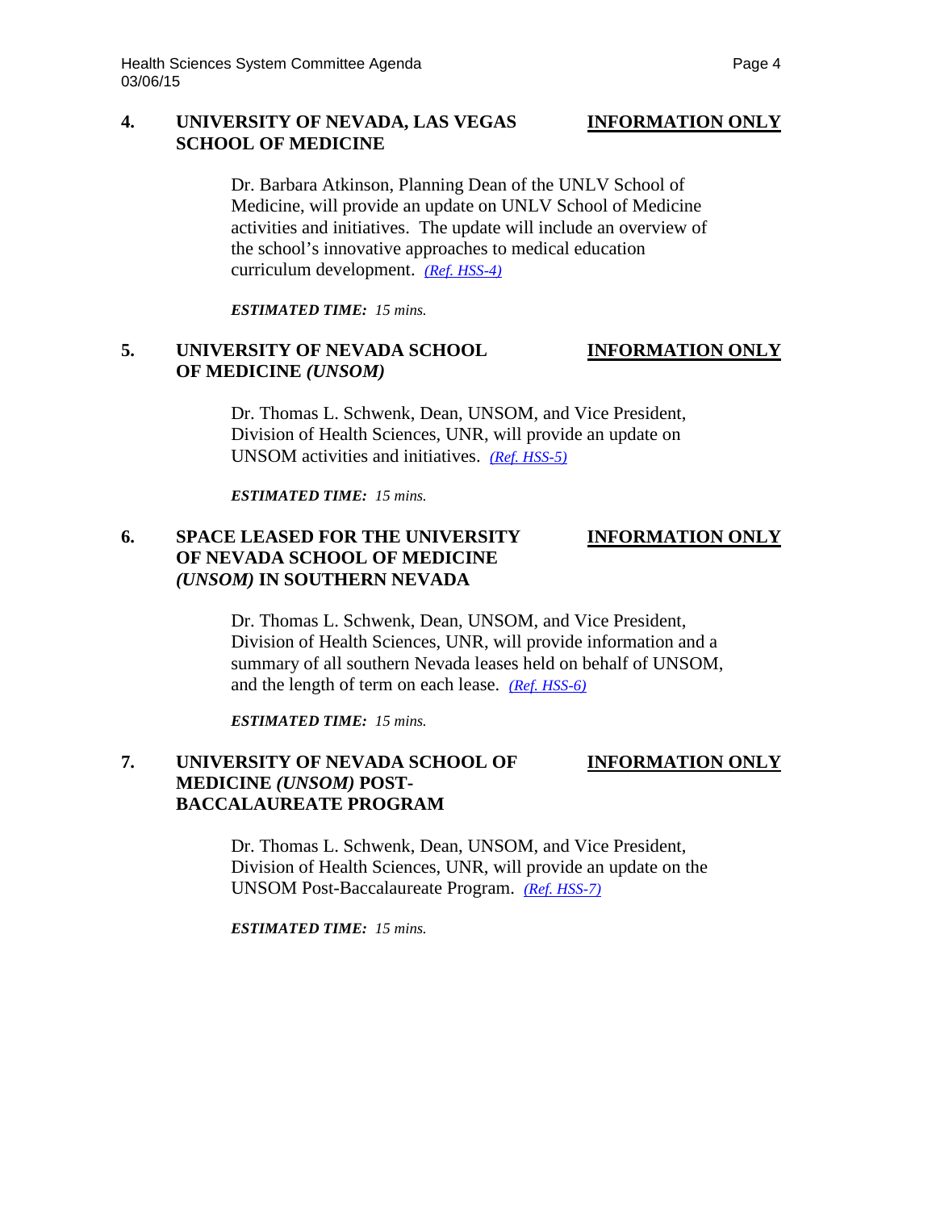**4. UNIVERSITY OF NEVADA, LAS VEGAS SCHOOL OF MEDICINE** **INFORMATION ONLY**

Dr. Barbara Atkinson, Planning Dean of the UNLV School of Medicine, will provide an update on UNLV School of Medicine activities and initiatives. The update will include an overview of the school's innovative approaches to medical education curriculum development. *(Ref. HSS-4)*

***ESTIMATED TIME:*** *15 mins.*

**5. UNIVERSITY OF NEVADA SCHOOL OF MEDICINE *(UNSOM)*** **INFORMATION ONLY**

Dr. Thomas L. Schwenk, Dean, UNSOM, and Vice President, Division of Health Sciences, UNR, will provide an update on UNSOM activities and initiatives. *(Ref. HSS-5)*

***ESTIMATED TIME:*** *15 mins.*

**6. SPACE LEASED FOR THE UNIVERSITY OF NEVADA SCHOOL OF MEDICINE *(UNSOM)* IN SOUTHERN NEVADA** **INFORMATION ONLY**

Dr. Thomas L. Schwenk, Dean, UNSOM, and Vice President, Division of Health Sciences, UNR, will provide information and a summary of all southern Nevada leases held on behalf of UNSOM, and the length of term on each lease. *(Ref. HSS-6)*

***ESTIMATED TIME:*** *15 mins.*

**7. UNIVERSITY OF NEVADA SCHOOL OF MEDICINE *(UNSOM)* POST-BACCALAUREATE PROGRAM** **INFORMATION ONLY**

Dr. Thomas L. Schwenk, Dean, UNSOM, and Vice President, Division of Health Sciences, UNR, will provide an update on the UNSOM Post-Baccalaureate Program. *(Ref. HSS-7)*

***ESTIMATED TIME:*** *15 mins.*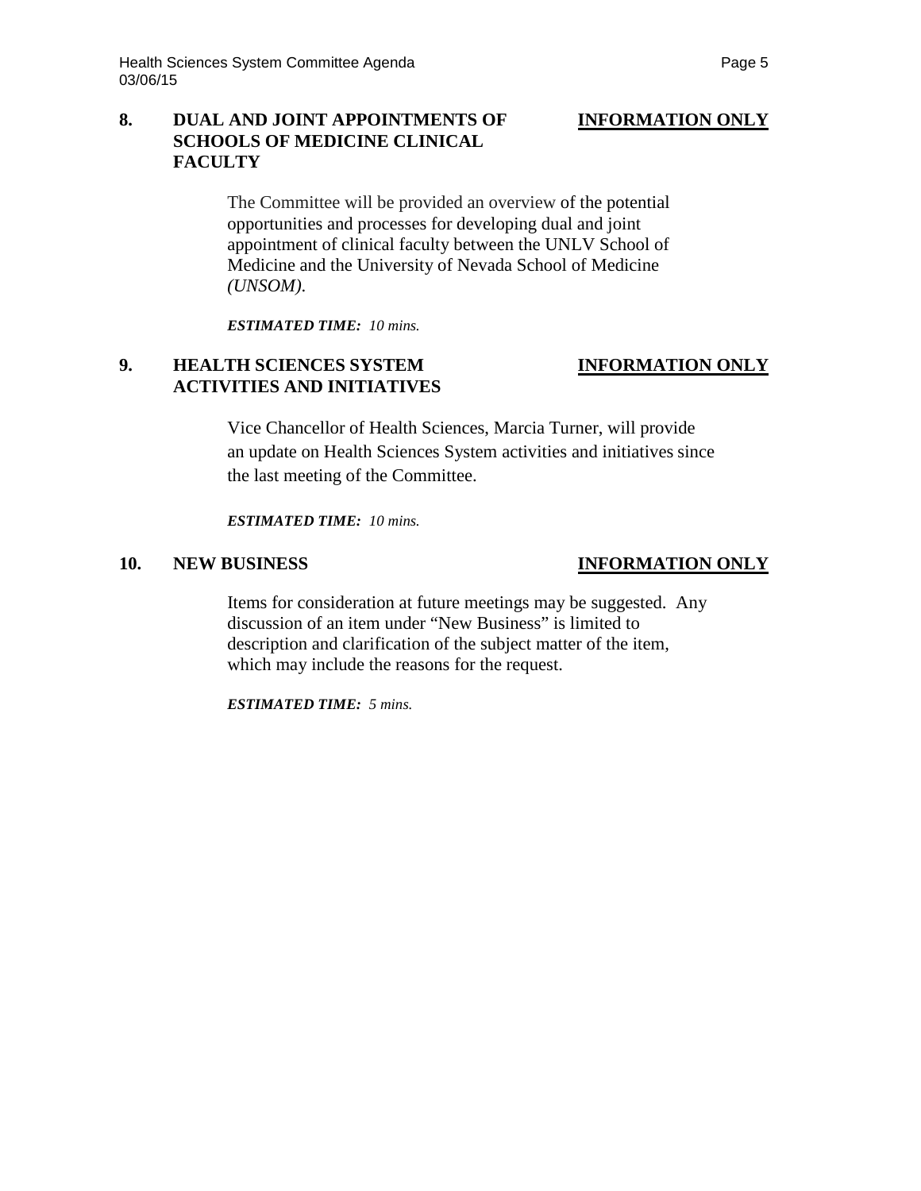**8. DUAL AND JOINT APPOINTMENTS OF SCHOOLS OF MEDICINE CLINICAL FACULTY** **INFORMATION ONLY**

The Committee will be provided an overview of the potential opportunities and processes for developing dual and joint appointment of clinical faculty between the UNLV School of Medicine and the University of Nevada School of Medicine *(UNSOM)*.

***ESTIMATED TIME:*** *10 mins.*

**9. HEALTH SCIENCES SYSTEM ACTIVITIES AND INITIATIVES** **INFORMATION ONLY**

Vice Chancellor of Health Sciences, Marcia Turner, will provide an update on Health Sciences System activities and initiatives since the last meeting of the Committee.

***ESTIMATED TIME:*** *10 mins.*

**10. NEW BUSINESS** **INFORMATION ONLY**

Items for consideration at future meetings may be suggested. Any discussion of an item under "New Business" is limited to description and clarification of the subject matter of the item, which may include the reasons for the request.

***ESTIMATED TIME:*** *5 mins.*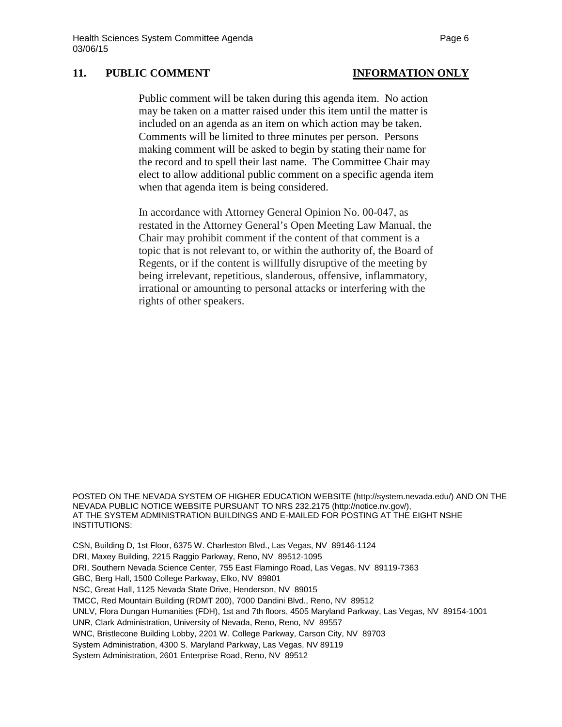## 11. PUBLIC COMMENT **INFORMATION ONLY**

Public comment will be taken during this agenda item. No action may be taken on a matter raised under this item until the matter is included on an agenda as an item on which action may be taken. Comments will be limited to three minutes per person. Persons making comment will be asked to begin by stating their name for the record and to spell their last name. The Committee Chair may elect to allow additional public comment on a specific agenda item when that agenda item is being considered.

In accordance with Attorney General Opinion No. 00-047, as restated in the Attorney General's Open Meeting Law Manual, the Chair may prohibit comment if the content of that comment is a topic that is not relevant to, or within the authority of, the Board of Regents, or if the content is willfully disruptive of the meeting by being irrelevant, repetitious, slanderous, offensive, inflammatory, irrational or amounting to personal attacks or interfering with the rights of other speakers.

POSTED ON THE NEVADA SYSTEM OF HIGHER EDUCATION WEBSITE (http://system.nevada.edu/) AND ON THE NEVADA PUBLIC NOTICE WEBSITE PURSUANT TO NRS 232.2175 (http://notice.nv.gov/), AT THE SYSTEM ADMINISTRATION BUILDINGS AND E-MAILED FOR POSTING AT THE EIGHT NSHE INSTITUTIONS:

CSN, Building D, 1st Floor, 6375 W. Charleston Blvd., Las Vegas, NV 89146-1124
DRI, Maxey Building, 2215 Raggio Parkway, Reno, NV 89512-1095
DRI, Southern Nevada Science Center, 755 East Flamingo Road, Las Vegas, NV 89119-7363
GBC, Berg Hall, 1500 College Parkway, Elko, NV 89801
NSC, Great Hall, 1125 Nevada State Drive, Henderson, NV 89015
TMCC, Red Mountain Building (RDMT 200), 7000 Dandini Blvd., Reno, NV 89512
UNLV, Flora Dungan Humanities (FDH), 1st and 7th floors, 4505 Maryland Parkway, Las Vegas, NV 89154-1001
UNR, Clark Administration, University of Nevada, Reno, Reno, NV 89557
WNC, Bristlecone Building Lobby, 2201 W. College Parkway, Carson City, NV 89703
System Administration, 4300 S. Maryland Parkway, Las Vegas, NV 89119
System Administration, 2601 Enterprise Road, Reno, NV 89512